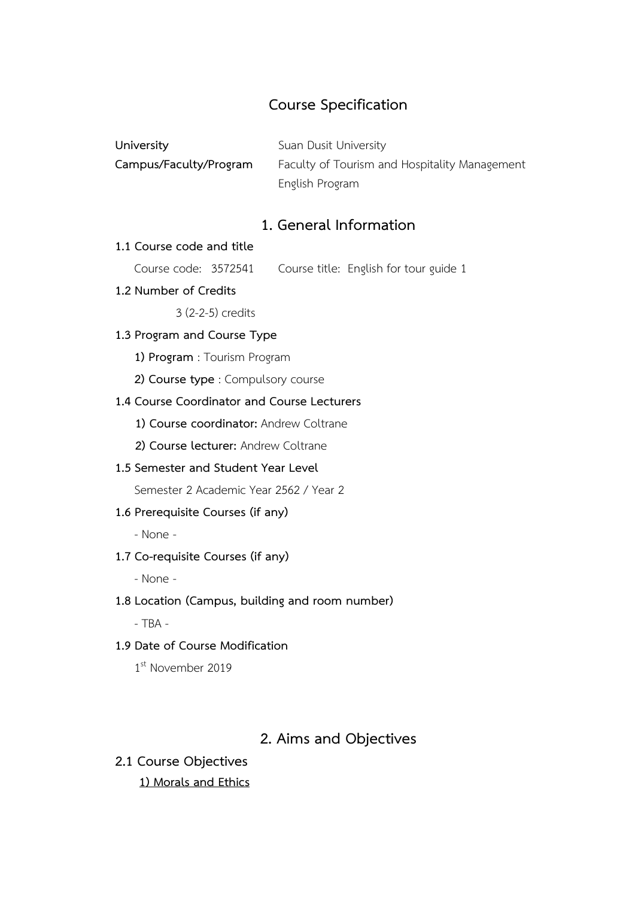# Course Specification

**University** Suan Dusit University

**Campus/Faculty/Program** Faculty of Tourism and Hospitality Management
English Program

## 1. General Information

**1.1 Course code and title**

Course code: 3572541 Course title: English for tour guide 1

**1.2 Number of Credits**

3 (2-2-5) credits

**1.3 Program and Course Type**

**1) Program** : Tourism Program

**2) Course type** : Compulsory course

**1.4 Course Coordinator and Course Lecturers**

**1) Course coordinator:** Andrew Coltrane

**2) Course lecturer:** Andrew Coltrane

**1.5 Semester and Student Year Level**

Semester 2 Academic Year 2562 / Year 2

**1.6 Prerequisite Courses (if any)**

- None -

**1.7 Co-requisite Courses (if any)**

- None -

**1.8 Location (Campus, building and room number)**

- TBA -

**1.9 Date of Course Modification**

1st November 2019

## 2. Aims and Objectives

### 2.1 Course Objectives

**1) Morals and Ethics**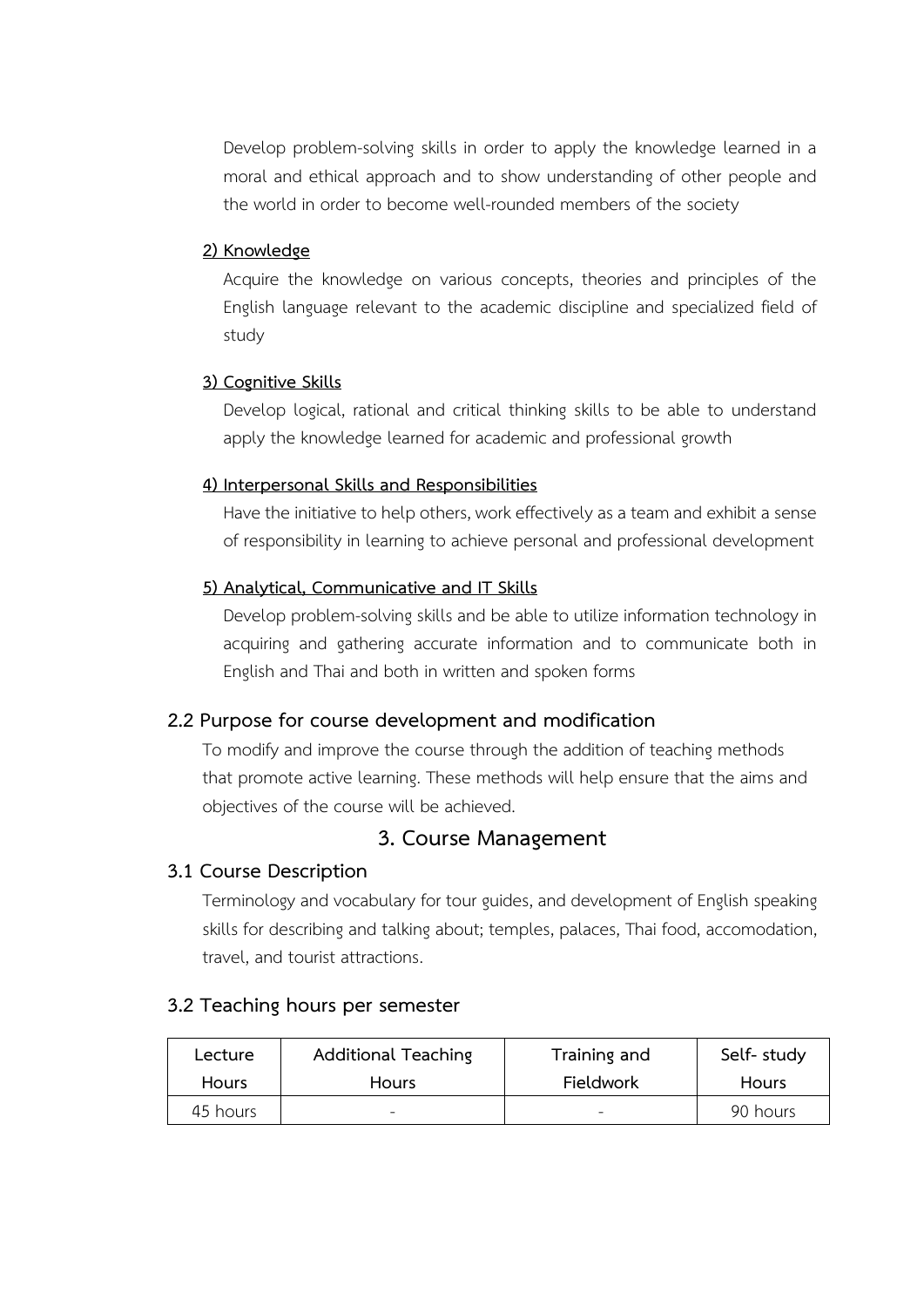Develop problem-solving skills in order to apply the knowledge learned in a moral and ethical approach and to show understanding of other people and the world in order to become well-rounded members of the society

**2) Knowledge**

Acquire the knowledge on various concepts, theories and principles of the English language relevant to the academic discipline and specialized field of study

**3) Cognitive Skills**

Develop logical, rational and critical thinking skills to be able to understand apply the knowledge learned for academic and professional growth

**4) Interpersonal Skills and Responsibilities**

Have the initiative to help others, work effectively as a team and exhibit a sense of responsibility in learning to achieve personal and professional development

**5) Analytical, Communicative and IT Skills**

Develop problem-solving skills and be able to utilize information technology in acquiring and gathering accurate information and to communicate both in English and Thai and both in written and spoken forms

### 2.2 Purpose for course development and modification

To modify and improve the course through the addition of teaching methods that promote active learning. These methods will help ensure that the aims and objectives of the course will be achieved.

## 3. Course Management

### 3.1 Course Description

Terminology and vocabulary for tour guides, and development of English speaking skills for describing and talking about; temples, palaces, Thai food, accomodation, travel, and tourist attractions.

### 3.2 Teaching hours per semester

| Lecture Hours | Additional Teaching Hours | Training and Fieldwork | Self- study Hours |
|---|---|---|---|
| 45 hours | - | - | 90 hours |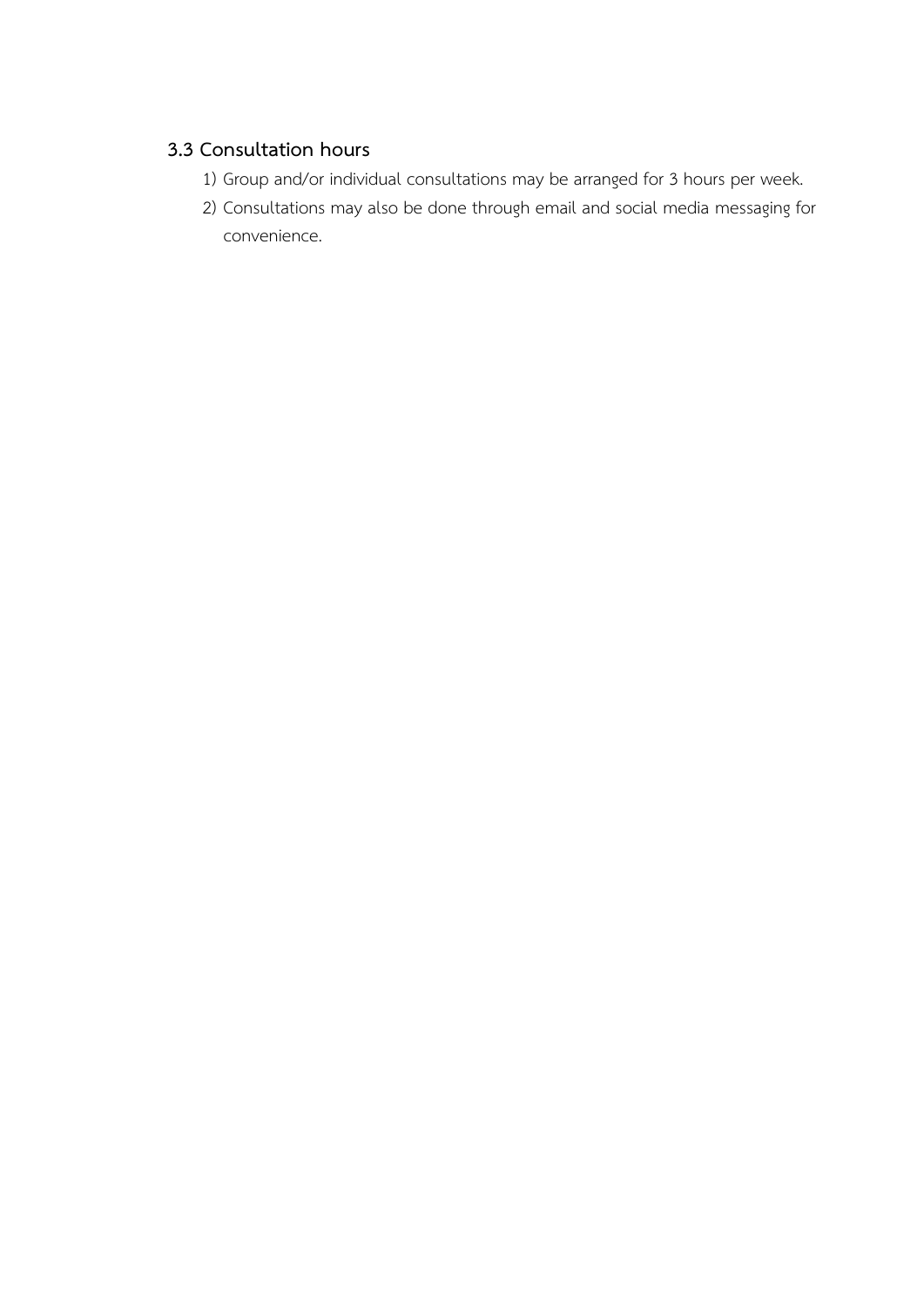### 3.3 Consultation hours

1) Group and/or individual consultations may be arranged for 3 hours per week.
2) Consultations may also be done through email and social media messaging for convenience.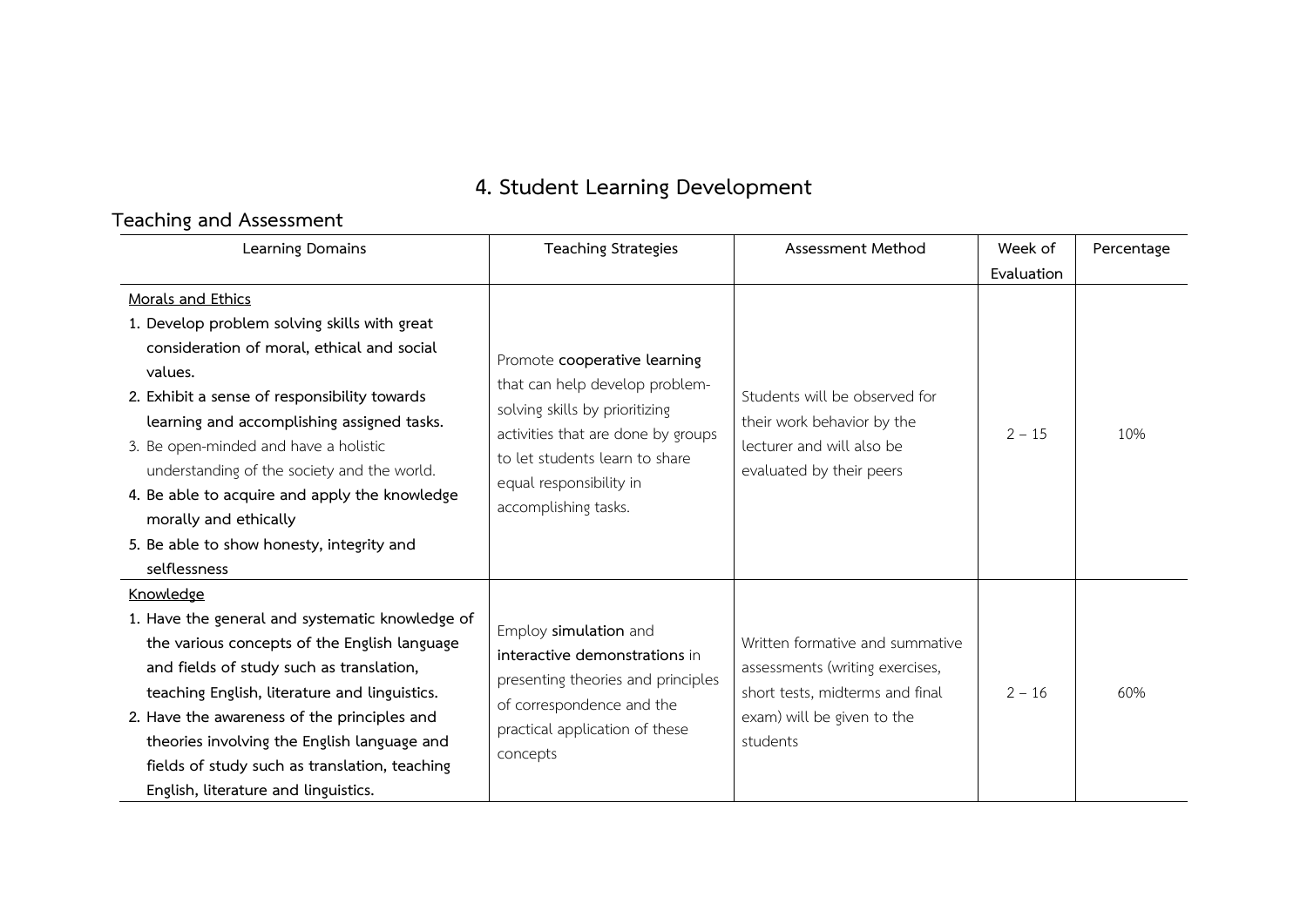# 4. Student Learning Development

## Teaching and Assessment

| Learning Domains | Teaching Strategies | Assessment Method | Week of Evaluation | Percentage |
|---|---|---|---|---|
| Morals and Ethics<br>**1. Develop problem solving skills with great consideration of moral, ethical and social values.**<br>**2. Exhibit a sense of responsibility towards learning and accomplishing assigned tasks.**<br>3. Be open-minded and have a holistic understanding of the society and the world.<br>**4. Be able to acquire and apply the knowledge morally and ethically**<br>**5. Be able to show honesty, integrity and selflessness** | Promote **cooperative learning** that can help develop problem-solving skills by prioritizing activities that are done by groups to let students learn to share equal responsibility in accomplishing tasks. | Students will be observed for their work behavior by the lecturer and will also be evaluated by their peers | 2 – 15 | 10% |
| Knowledge<br>**1. Have the general and systematic knowledge of the various concepts of the English language and fields of study such as translation, teaching English, literature and linguistics.**<br>**2. Have the awareness of the principles and theories involving the English language and fields of study such as translation, teaching English, literature and linguistics.** | Employ **simulation** and **interactive demonstrations** in presenting theories and principles of correspondence and the practical application of these concepts | Written formative and summative assessments (writing exercises, short tests, midterms and final exam) will be given to the students | 2 – 16 | 60% |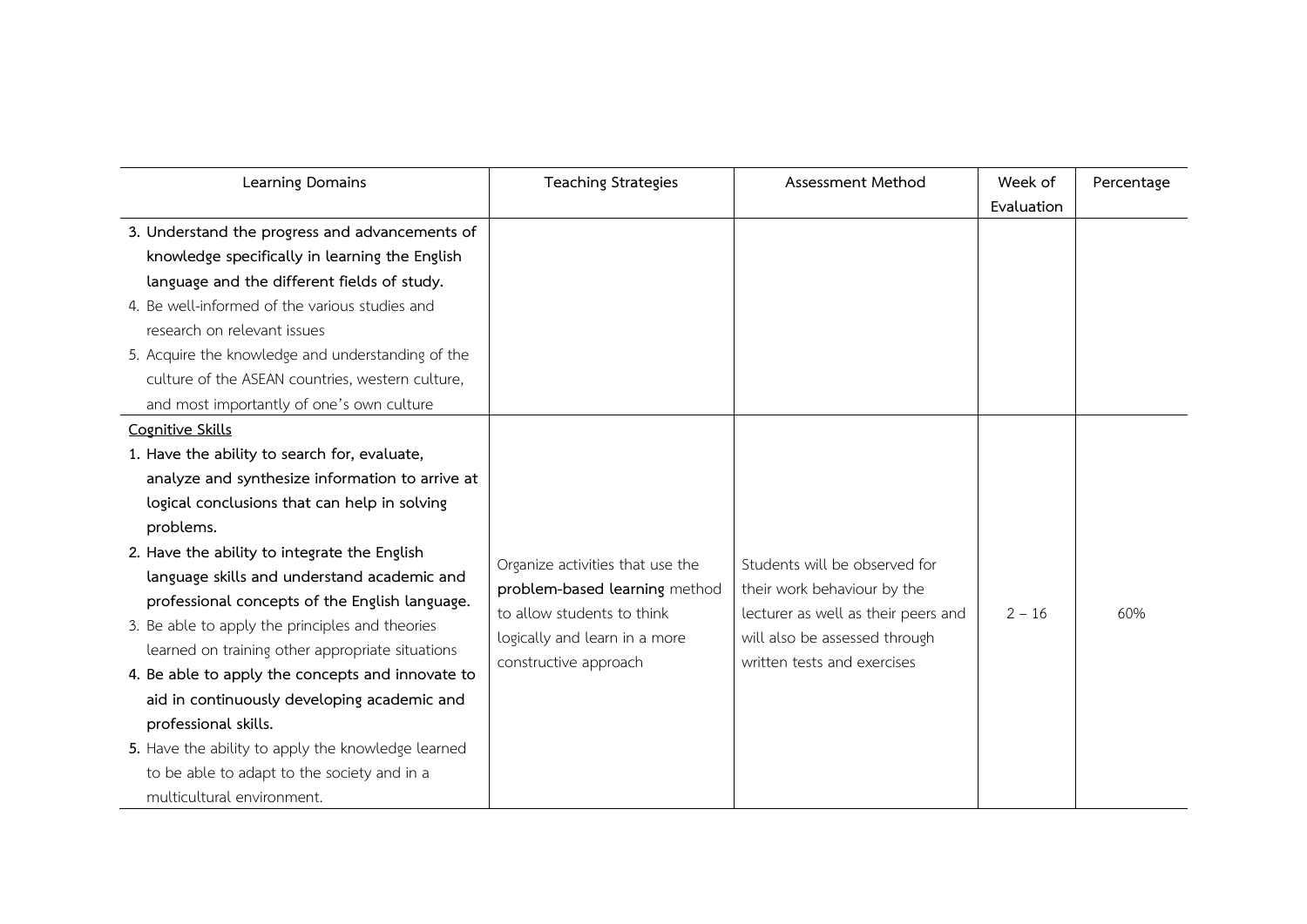| Learning Domains | Teaching Strategies | Assessment Method | Week of Evaluation | Percentage |
|---|---|---|---|---|
| **3. Understand the progress and advancements of knowledge specifically in learning the English language and the different fields of study.**<br>4. Be well-informed of the various studies and research on relevant issues<br>5. Acquire the knowledge and understanding of the culture of the ASEAN countries, western culture, and most importantly of one's own culture | | | | |
| <u>Cognitive Skills</u><br>**1. Have the ability to search for, evaluate, analyze and synthesize information to arrive at logical conclusions that can help in solving problems.**<br>**2. Have the ability to integrate the English language skills and understand academic and professional concepts of the English language.**<br>3. Be able to apply the principles and theories learned on training other appropriate situations<br>**4. Be able to apply the concepts and innovate to aid in continuously developing academic and professional skills.**<br>**5.** Have the ability to apply the knowledge learned to be able to adapt to the society and in a multicultural environment. | Organize activities that use the **problem-based learning** method to allow students to think logically and learn in a more constructive approach | Students will be observed for their work behaviour by the lecturer as well as their peers and will also be assessed through written tests and exercises | 2 – 16 | 60% |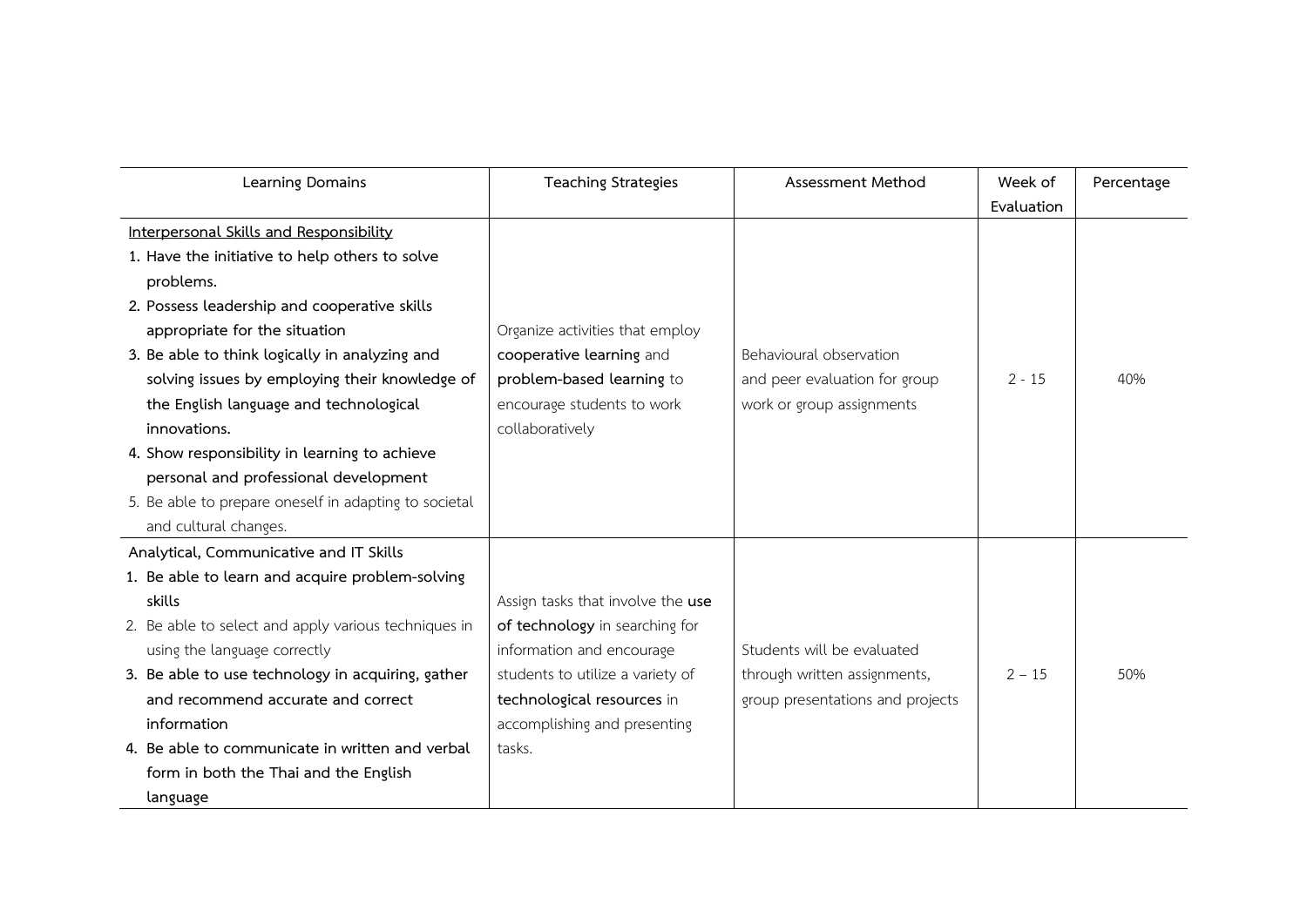| Learning Domains | Teaching Strategies | Assessment Method | Week of Evaluation | Percentage |
|---|---|---|---|---|
| <u>Interpersonal Skills and Responsibility</u><br>**1. Have the initiative to help others to solve problems.**<br>**2. Possess leadership and cooperative skills appropriate for the situation**<br>**3. Be able to think logically in analyzing and solving issues by employing their knowledge of the English language and technological innovations.**<br>**4. Show responsibility in learning to achieve personal and professional development**<br>5. Be able to prepare oneself in adapting to societal and cultural changes. | Organize activities that employ **cooperative learning** and **problem-based learning** to encourage students to work collaboratively | Behavioural observation and peer evaluation for group work or group assignments | 2 - 15 | 40% |
| Analytical, Communicative and IT Skills<br>**1. Be able to learn and acquire problem-solving skills**<br>2. Be able to select and apply various techniques in using the language correctly<br>**3. Be able to use technology in acquiring, gather and recommend accurate and correct information**<br>**4. Be able to communicate in written and verbal form in both the Thai and the English language** | Assign tasks that involve the **use of technology** in searching for information and encourage students to utilize a variety of **technological resources** in accomplishing and presenting tasks. | Students will be evaluated through written assignments, group presentations and projects | 2 – 15 | 50% |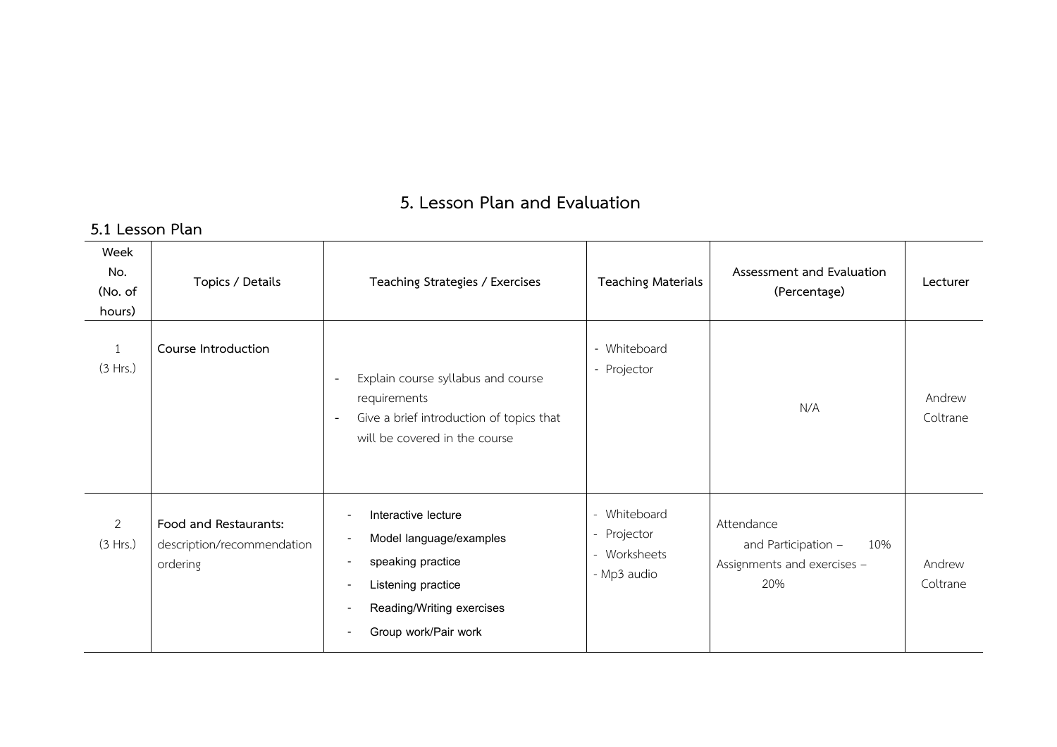# 5. Lesson Plan and Evaluation

## 5.1 Lesson Plan

| Week No. (No. of hours) | Topics / Details | Teaching Strategies / Exercises | Teaching Materials | Assessment and Evaluation (Percentage) | Lecturer |
|---|---|---|---|---|---|
| 1 (3 Hrs.) | **Course Introduction** | - Explain course syllabus and course requirements<br>- Give a brief introduction of topics that will be covered in the course | - Whiteboard<br>- Projector | N/A | Andrew Coltrane |
| 2 (3 Hrs.) | **Food and Restaurants:** description/recommendation ordering | - Interactive lecture<br>- Model language/examples<br>- speaking practice<br>- Listening practice<br>- Reading/Writing exercises<br>- Group work/Pair work | - Whiteboard<br>- Projector<br>- Worksheets<br>- Mp3 audio | Attendance and Participation – 10%<br>Assignments and exercises – 20% | Andrew Coltrane |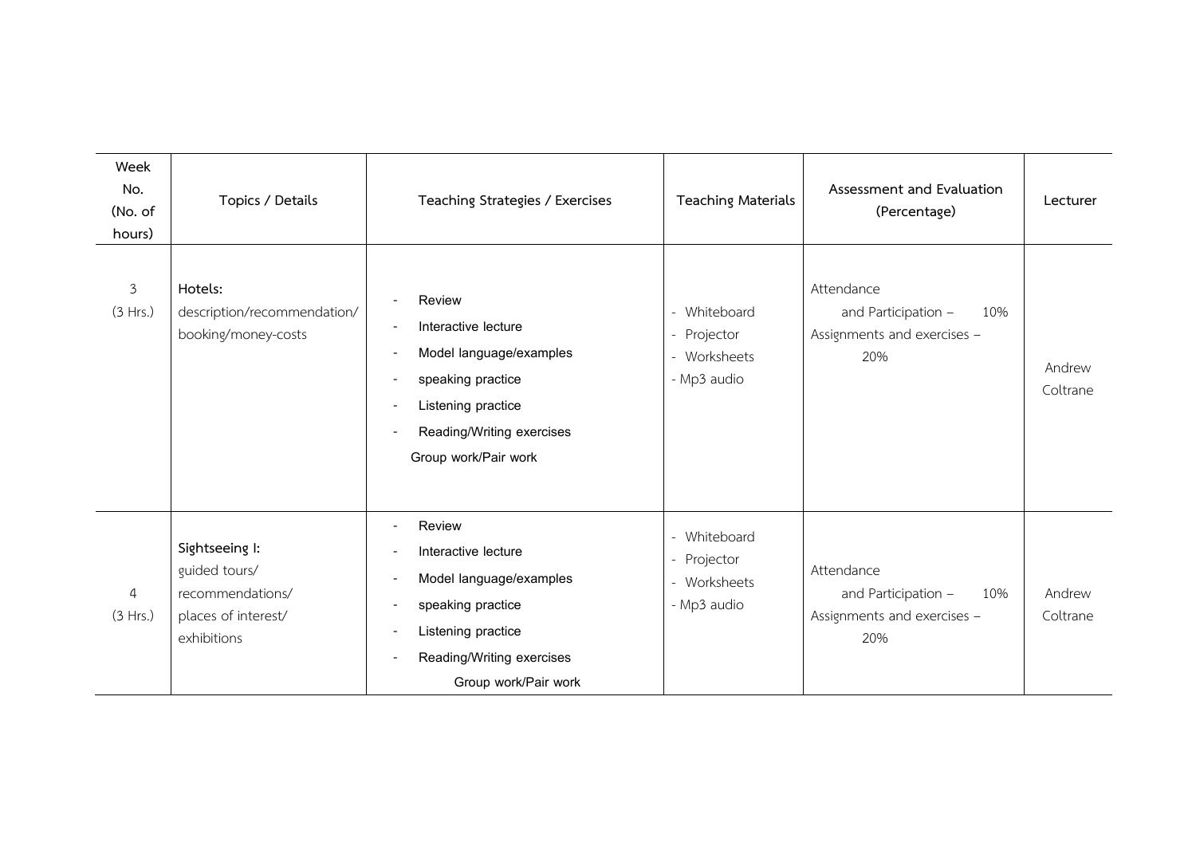| Week No. (No. of hours) | Topics / Details | Teaching Strategies / Exercises | Teaching Materials | Assessment and Evaluation (Percentage) | Lecturer |
|---|---|---|---|---|---|
| 3 (3 Hrs.) | **Hotels:** description/recommendation/ booking/money-costs | - Review<br>- Interactive lecture<br>- Model language/examples<br>- speaking practice<br>- Listening practice<br>- Reading/Writing exercises<br>Group work/Pair work | - Whiteboard<br>- Projector<br>- Worksheets<br>- Mp3 audio | Attendance and Participation – 10%<br>Assignments and exercises – 20% | Andrew Coltrane |
| 4 (3 Hrs.) | **Sightseeing I:** guided tours/ recommendations/ places of interest/ exhibitions | - Review<br>- Interactive lecture<br>- Model language/examples<br>- speaking practice<br>- Listening practice<br>- Reading/Writing exercises<br>Group work/Pair work | - Whiteboard<br>- Projector<br>- Worksheets<br>- Mp3 audio | Attendance and Participation – 10%<br>Assignments and exercises – 20% | Andrew Coltrane |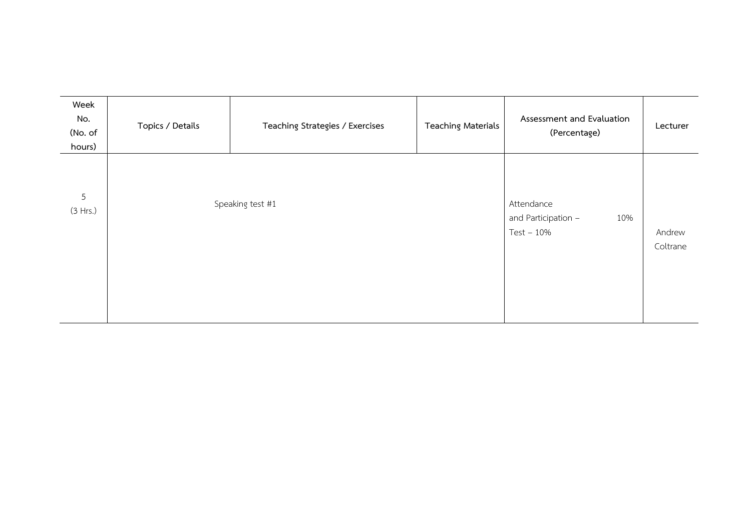| Week No. (No. of hours) | Topics / Details | Teaching Strategies / Exercises | Teaching Materials | Assessment and Evaluation (Percentage) | Lecturer |
| --- | --- | --- | --- | --- | --- |
| 5 (3 Hrs.) | Speaking test #1 | | | Attendance and Participation – 10% Test – 10% | Andrew Coltrane |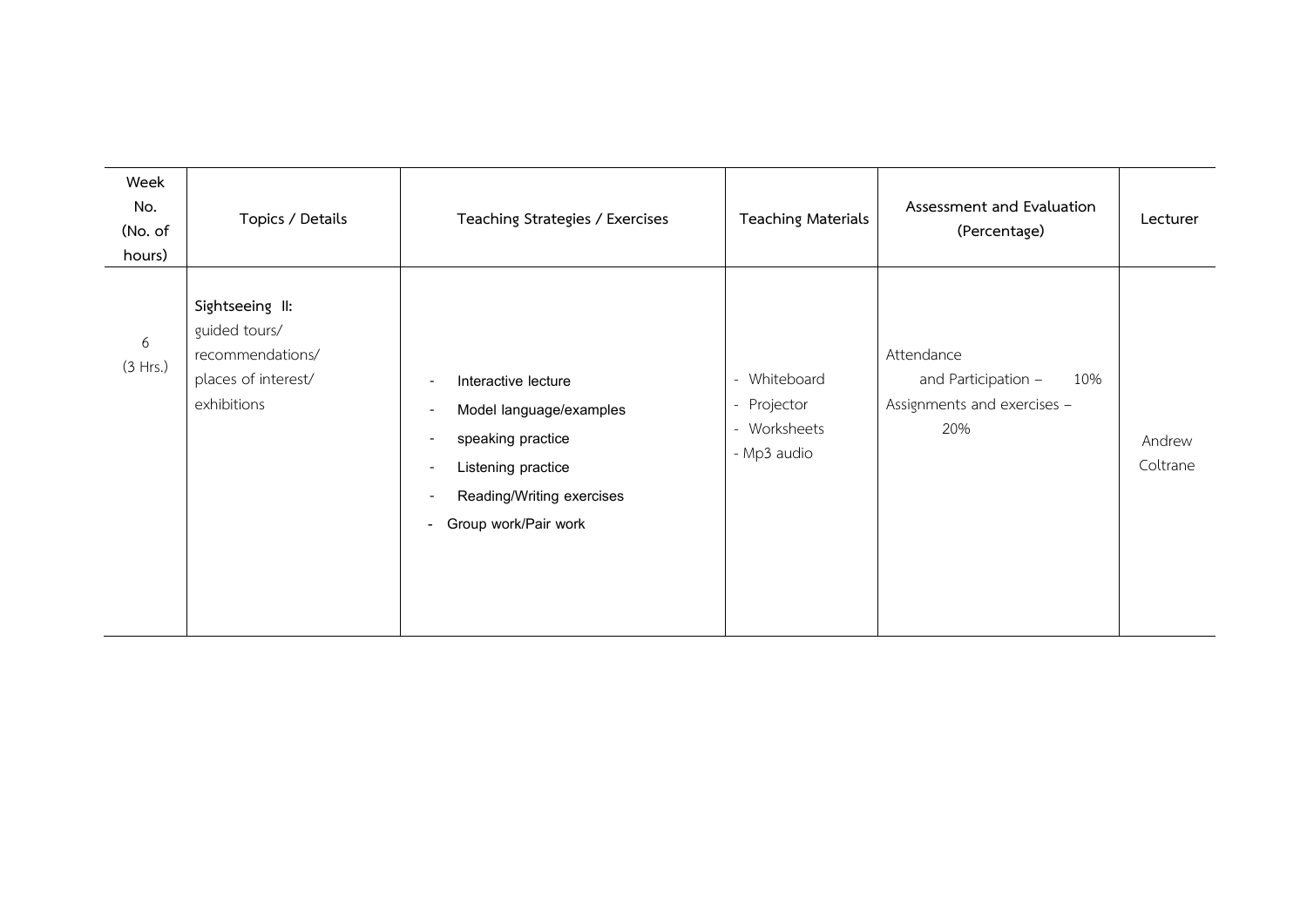| Week No. (No. of hours) | Topics / Details | Teaching Strategies / Exercises | Teaching Materials | Assessment and Evaluation (Percentage) | Lecturer |
|---|---|---|---|---|---|
| 6 (3 Hrs.) | **Sightseeing II:** guided tours/ recommendations/ places of interest/ exhibitions | - Interactive lecture<br>- Model language/examples<br>- speaking practice<br>- Listening practice<br>- Reading/Writing exercises<br>- Group work/Pair work | - Whiteboard<br>- Projector<br>- Worksheets<br>- Mp3 audio | Attendance and Participation – 10%<br>Assignments and exercises – 20% | Andrew Coltrane |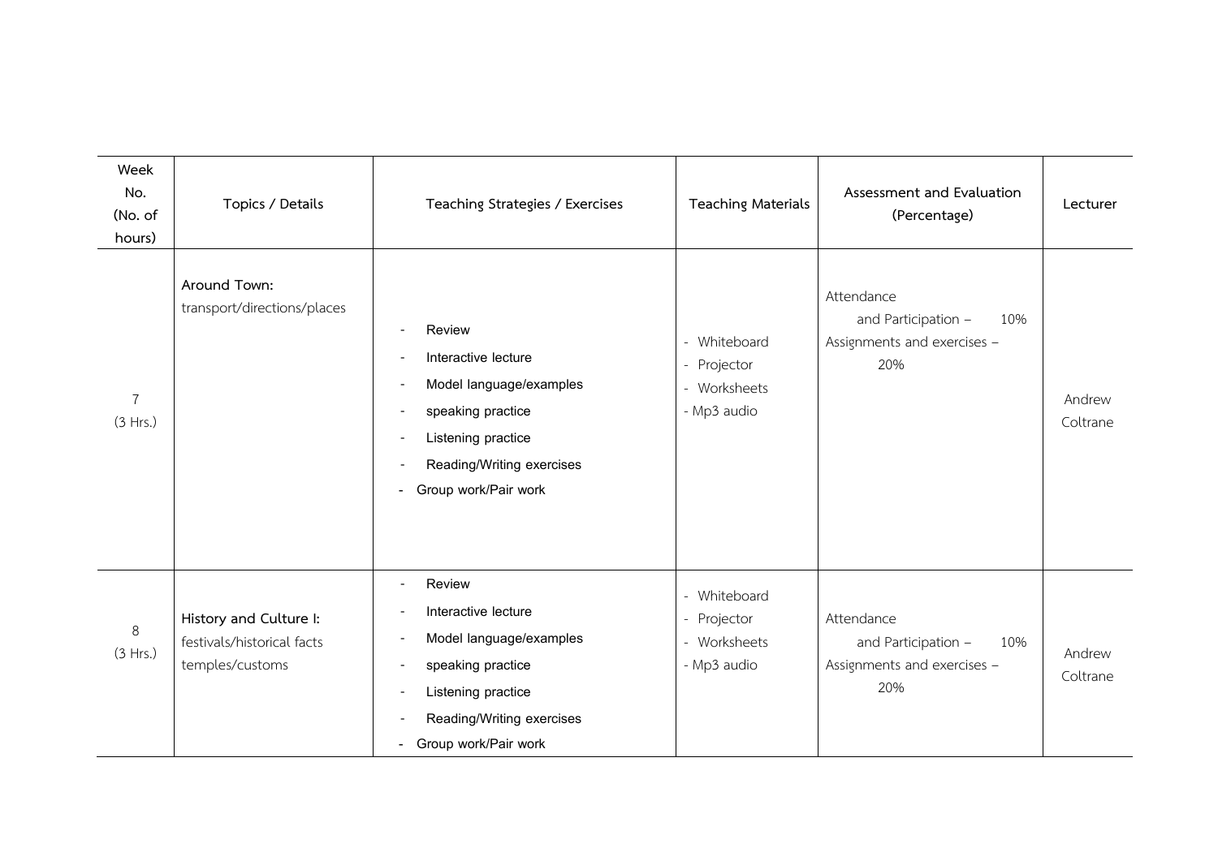| Week No. (No. of hours) | Topics / Details | Teaching Strategies / Exercises | Teaching Materials | Assessment and Evaluation (Percentage) | Lecturer |
|---|---|---|---|---|---|
| 7 (3 Hrs.) | **Around Town:** transport/directions/places | - Review<br>- Interactive lecture<br>- Model language/examples<br>- speaking practice<br>- Listening practice<br>- Reading/Writing exercises<br>- Group work/Pair work | - Whiteboard<br>- Projector<br>- Worksheets<br>- Mp3 audio | Attendance and Participation – 10%<br>Assignments and exercises – 20% | Andrew Coltrane |
| 8 (3 Hrs.) | **History and Culture I:** festivals/historical facts temples/customs | - Review<br>- Interactive lecture<br>- Model language/examples<br>- speaking practice<br>- Listening practice<br>- Reading/Writing exercises<br>- Group work/Pair work | - Whiteboard<br>- Projector<br>- Worksheets<br>- Mp3 audio | Attendance and Participation – 10%<br>Assignments and exercises – 20% | Andrew Coltrane |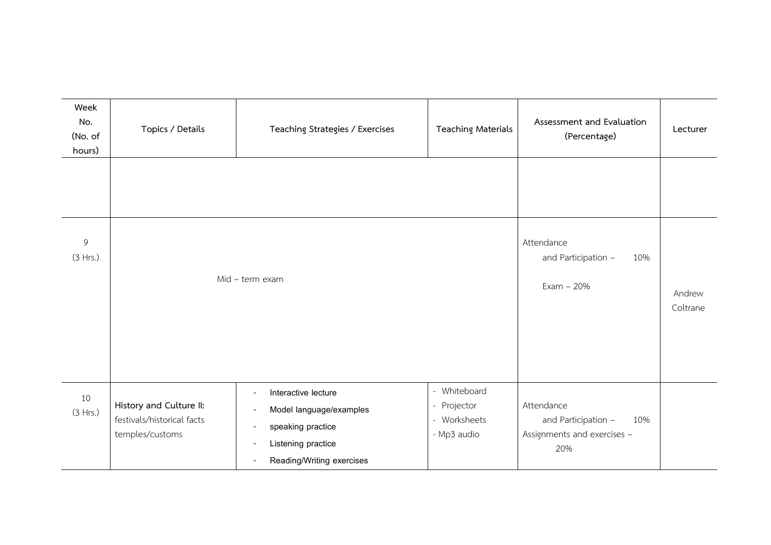| Week No. (No. of hours) | Topics / Details | Teaching Strategies / Exercises | Teaching Materials | Assessment and Evaluation (Percentage) | Lecturer |
|---|---|---|---|---|---|
| | | | | | |
| 9 (3 Hrs.) | Mid – term exam | | | Attendance and Participation – 10%<br>Exam – 20% | Andrew Coltrane |
| 10 (3 Hrs.) | **History and Culture II:** festivals/historical facts temples/customs | - Interactive lecture<br>- Model language/examples<br>- speaking practice<br>- Listening practice<br>- Reading/Writing exercises | - Whiteboard<br>- Projector<br>- Worksheets<br>- Mp3 audio | Attendance and Participation – 10%<br>Assignments and exercises – 20% | |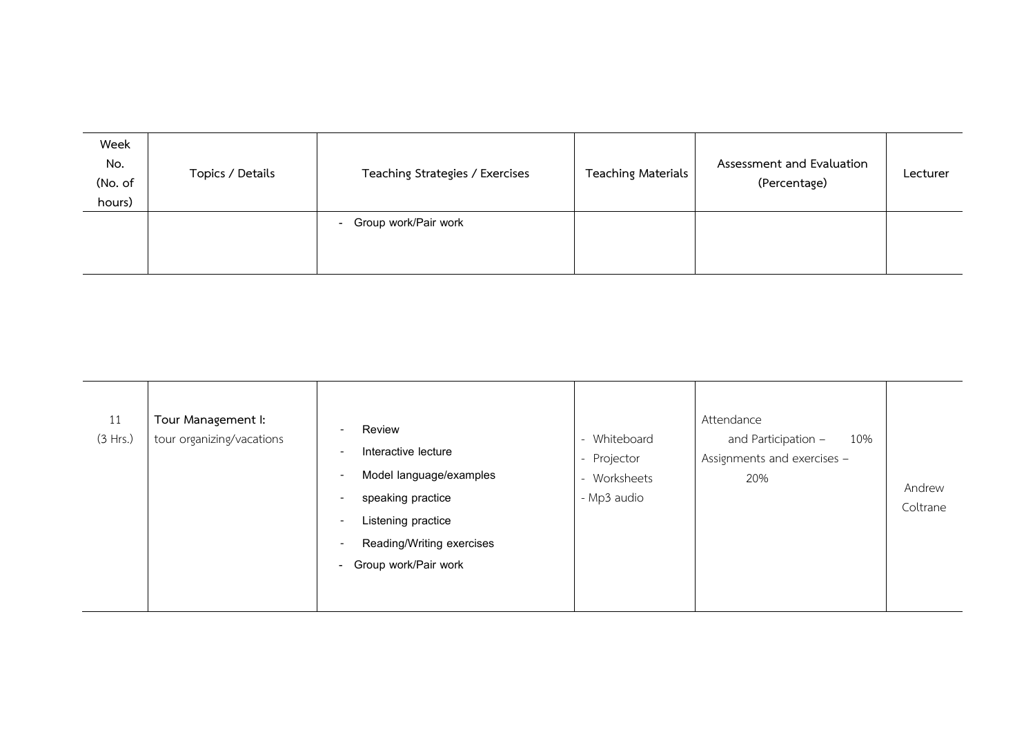| Week No. (No. of hours) | Topics / Details | Teaching Strategies / Exercises | Teaching Materials | Assessment and Evaluation (Percentage) | Lecturer |
|---|---|---|---|---|---|
| | | - Group work/Pair work | | | |

| Week No. (No. of hours) | Topics / Details | Teaching Strategies / Exercises | Teaching Materials | Assessment and Evaluation (Percentage) | Lecturer |
|---|---|---|---|---|---|
| 11 (3 Hrs.) | **Tour Management I:** tour organizing/vacations | - Review<br>- Interactive lecture<br>- Model language/examples<br>- speaking practice<br>- Listening practice<br>- Reading/Writing exercises<br>- Group work/Pair work | - Whiteboard<br>- Projector<br>- Worksheets<br>- Mp3 audio | Attendance and Participation – 10%<br>Assignments and exercises – 20% | Andrew Coltrane |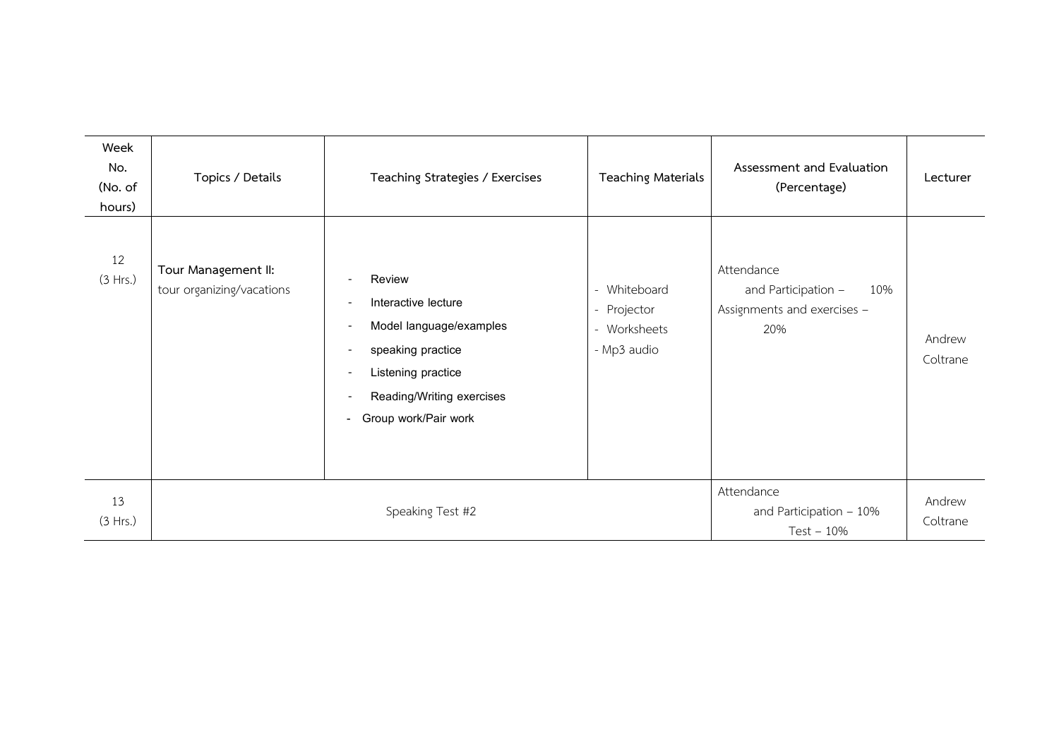| Week No. (No. of hours) | Topics / Details | Teaching Strategies / Exercises | Teaching Materials | Assessment and Evaluation (Percentage) | Lecturer |
|---|---|---|---|---|---|
| 12 (3 Hrs.) | **Tour Management II:** tour organizing/vacations | - Review<br>- Interactive lecture<br>- Model language/examples<br>- speaking practice<br>- Listening practice<br>- Reading/Writing exercises<br>- Group work/Pair work | - Whiteboard<br>- Projector<br>- Worksheets<br>- Mp3 audio | Attendance and Participation – 10%<br>Assignments and exercises – 20% | Andrew Coltrane |
| 13 (3 Hrs.) | Speaking Test #2 | | | Attendance and Participation – 10%<br>Test – 10% | Andrew Coltrane |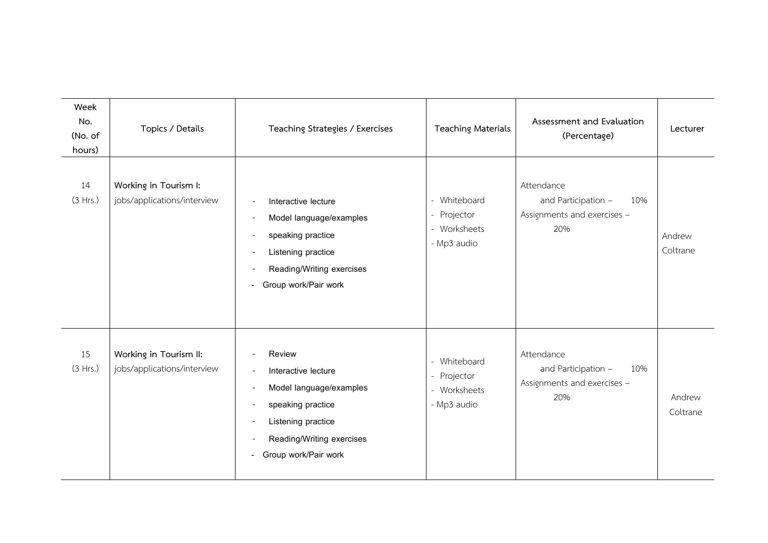| Week No. (No. of hours) | Topics / Details | Teaching Strategies / Exercises | Teaching Materials | Assessment and Evaluation (Percentage) | Lecturer |
|---|---|---|---|---|---|
| 14 (3 Hrs.) | **Working in Tourism I:** jobs/applications/interview | - Interactive lecture<br>- Model language/examples<br>- speaking practice<br>- Listening practice<br>- Reading/Writing exercises<br>- Group work/Pair work | - Whiteboard<br>- Projector<br>- Worksheets<br>- Mp3 audio | Attendance and Participation – 10%<br>Assignments and exercises – 20% | Andrew Coltrane |
| 15 (3 Hrs.) | **Working in Tourism II:** jobs/applications/interview | - Review<br>- Interactive lecture<br>- Model language/examples<br>- speaking practice<br>- Listening practice<br>- Reading/Writing exercises<br>- Group work/Pair work | - Whiteboard<br>- Projector<br>- Worksheets<br>- Mp3 audio | Attendance and Participation – 10%<br>Assignments and exercises – 20% | Andrew Coltrane |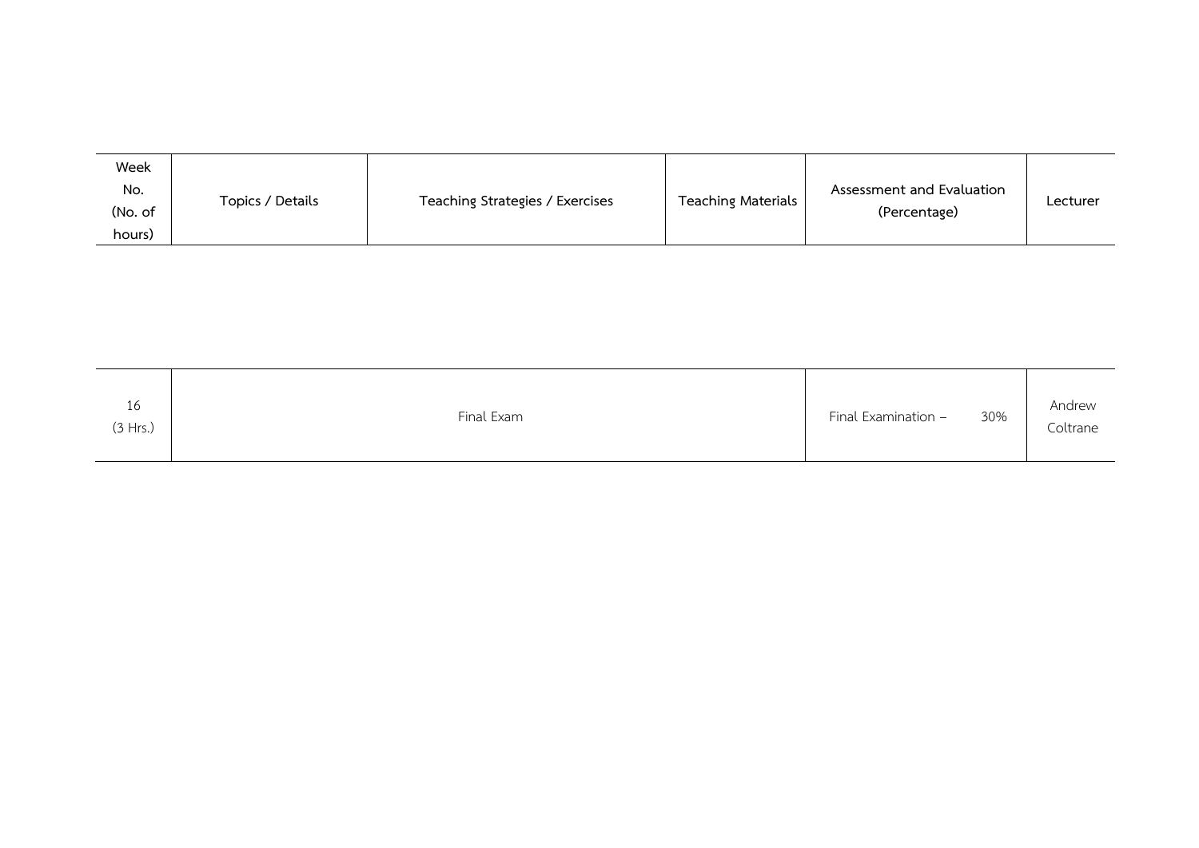| Week No. (No. of hours) | Topics / Details | Teaching Strategies / Exercises | Teaching Materials | Assessment and Evaluation (Percentage) | Lecturer |
|---|---|---|---|---|---|
| 16 (3 Hrs.) | Final Exam | | | Final Examination – 30% | Andrew Coltrane |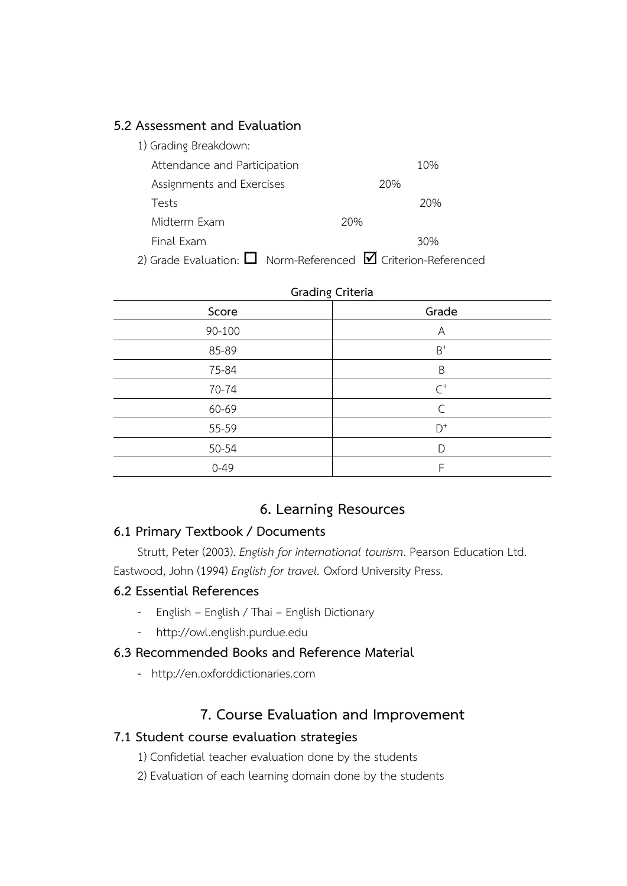### 5.2 Assessment and Evaluation

1) Grading Breakdown:

| | |
|---|---|
| Attendance and Participation | 10% |
| Assignments and Exercises | 20% |
| Tests | 20% |
| Midterm Exam | 20% |
| Final Exam | 30% |

2) Grade Evaluation: ☐ Norm-Referenced ☑ Criterion-Referenced

**Grading Criteria**

| Score | Grade |
|---|---|
| 90-100 | A |
| 85-89 | B+ |
| 75-84 | B |
| 70-74 | C+ |
| 60-69 | C |
| 55-59 | D+ |
| 50-54 | D |
| 0-49 | F |

## 6. Learning Resources

### 6.1 Primary Textbook / Documents

Strutt, Peter (2003). *English for international tourism*. Pearson Education Ltd.
Eastwood, John (1994) *English for travel.* Oxford University Press.

### 6.2 Essential References

- English – English / Thai – English Dictionary
- http://owl.english.purdue.edu

### 6.3 Recommended Books and Reference Material

- http://en.oxforddictionaries.com

## 7. Course Evaluation and Improvement

### 7.1 Student course evaluation strategies

1) Confidetial teacher evaluation done by the students
2) Evaluation of each learning domain done by the students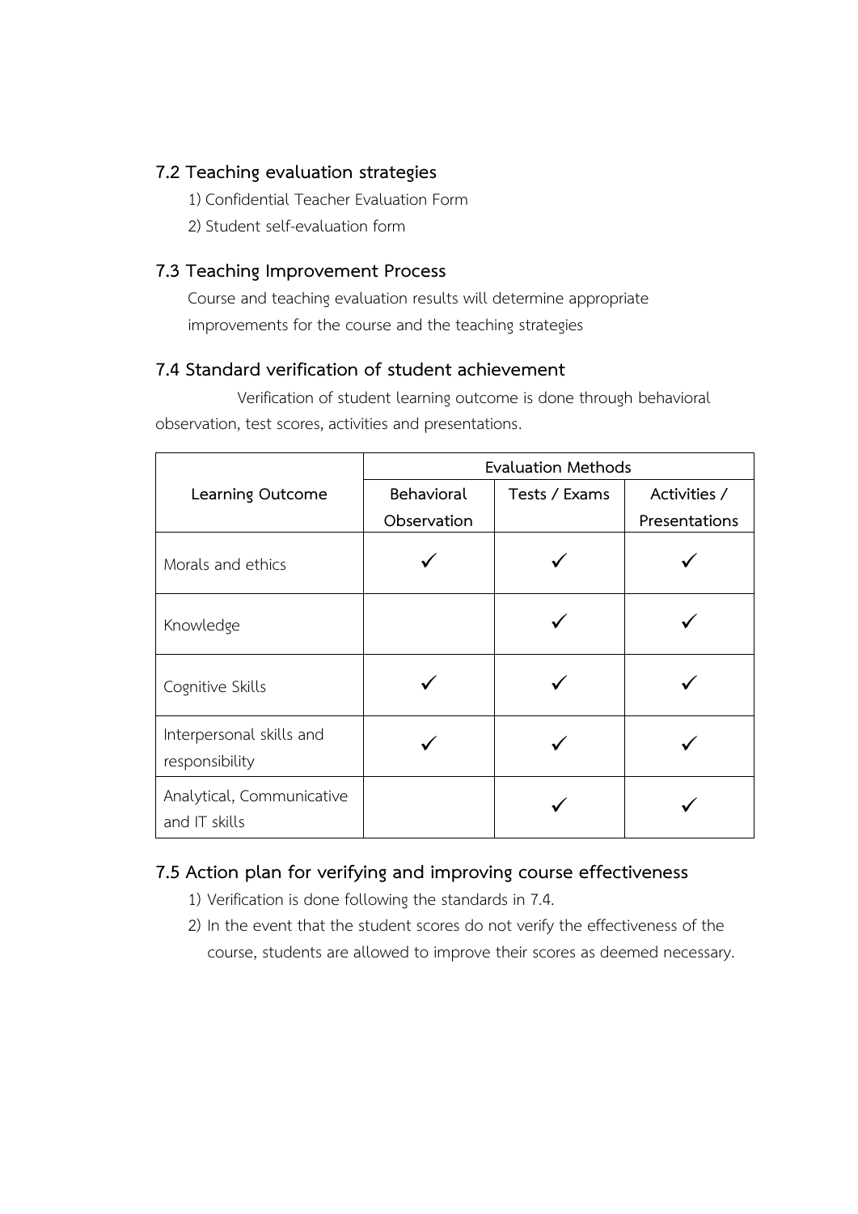### 7.2 Teaching evaluation strategies

1) Confidential Teacher Evaluation Form
2) Student self-evaluation form

### 7.3 Teaching Improvement Process

Course and teaching evaluation results will determine appropriate improvements for the course and the teaching strategies

### 7.4 Standard verification of student achievement

Verification of student learning outcome is done through behavioral observation, test scores, activities and presentations.

| Learning Outcome | Evaluation Methods | | |
|---|---|---|---|
| | Behavioral Observation | Tests / Exams | Activities / Presentations |
| Morals and ethics | ✓ | ✓ | ✓ |
| Knowledge | | ✓ | ✓ |
| Cognitive Skills | ✓ | ✓ | ✓ |
| Interpersonal skills and responsibility | ✓ | ✓ | ✓ |
| Analytical, Communicative and IT skills | | ✓ | ✓ |

### 7.5 Action plan for verifying and improving course effectiveness

1) Verification is done following the standards in 7.4.
2) In the event that the student scores do not verify the effectiveness of the course, students are allowed to improve their scores as deemed necessary.